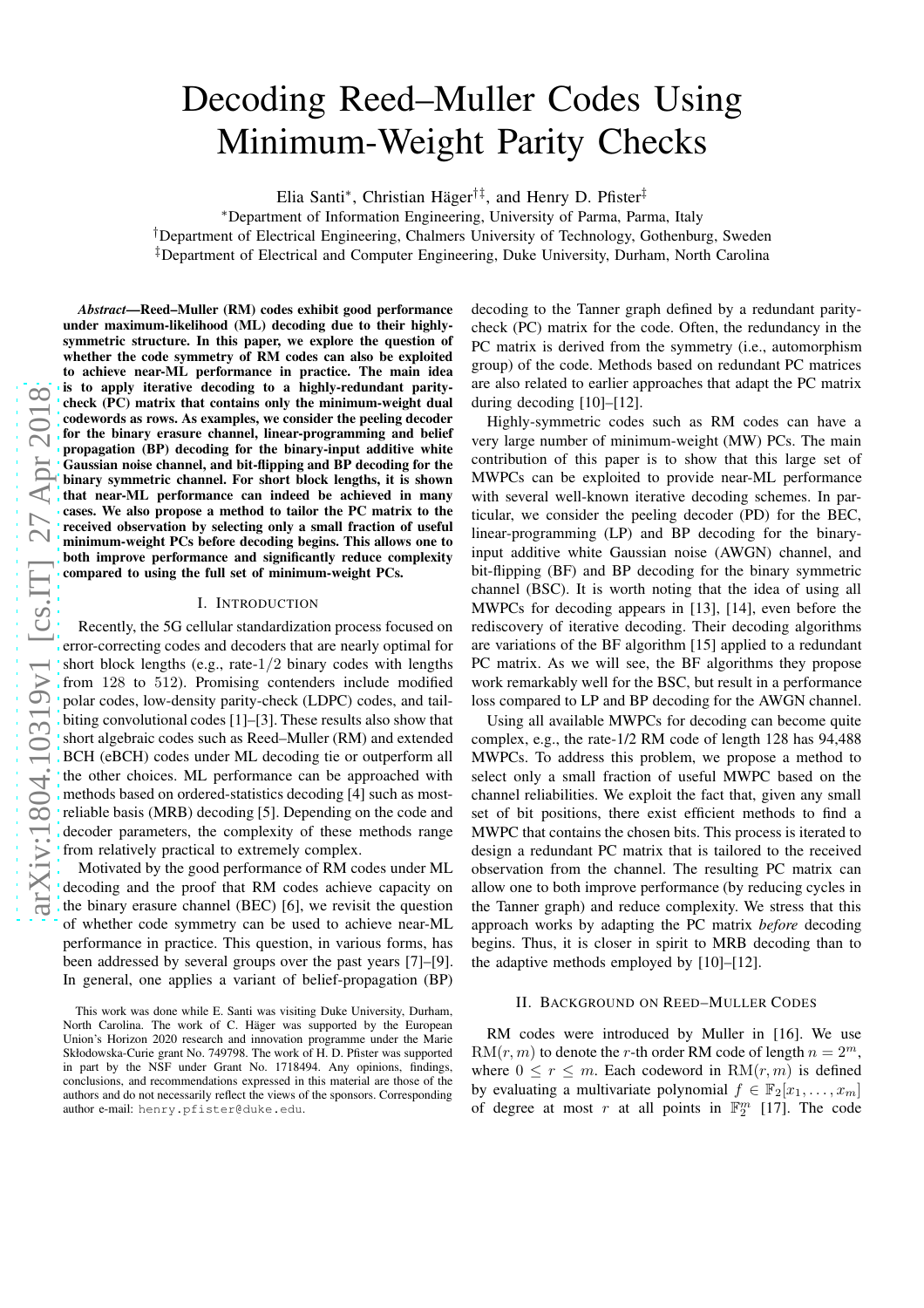# Decoding Reed–Muller Codes Using Minimum-Weight Parity Checks

Elia Santi*, Christian Häger[†‡], and Henry D. Pfister[‡]

*Department of Information Engineering, University of Parma, Parma, Italy

[†]Department of Electrical Engineering, Chalmers University of Technology, Gothenburg, Sweden

[‡]Department of Electrical and Computer Engineering, Duke University, Durham, North Carolina

***Abstract*—Reed–Muller (RM) codes exhibit good performance under maximum-likelihood (ML) decoding due to their highly-symmetric structure. In this paper, we explore the question of whether the code symmetry of RM codes can also be exploited to achieve near-ML performance in practice. The main idea is to apply iterative decoding to a highly-redundant parity-check (PC) matrix that contains only the minimum-weight dual codewords as rows. As examples, we consider the peeling decoder for the binary erasure channel, linear-programming and belief propagation (BP) decoding for the binary-input additive white Gaussian noise channel, and bit-flipping and BP decoding for the binary symmetric channel. For short block lengths, it is shown that near-ML performance can indeed be achieved in many cases. We also propose a method to tailor the PC matrix to the received observation by selecting only a small fraction of useful minimum-weight PCs before decoding begins. This allows one to both improve performance and significantly reduce complexity compared to using the full set of minimum-weight PCs.**

## I. Introduction

Recently, the 5G cellular standardization process focused on error-correcting codes and decoders that are nearly optimal for short block lengths (e.g., rate-$1/2$ binary codes with lengths from 128 to 512). Promising contenders include modified polar codes, low-density parity-check (LDPC) codes, and tail-biting convolutional codes [1]–[3]. These results also show that short algebraic codes such as Reed–Muller (RM) codes and extended BCH (eBCH) codes under ML decoding tie or outperform all the other choices. ML performance can be approached with methods based on ordered-statistics decoding [4] such as most-reliable basis (MRB) decoding [5]. Depending on the code and decoder parameters, the complexity of these methods range from relatively practical to extremely complex.

Motivated by the good performance of RM codes under ML decoding and the proof that RM codes achieve capacity on the binary erasure channel (BEC) [6], we revisit the question of whether code symmetry can be used to achieve near-ML performance in practice. This question, in various forms, has been addressed by several groups over the past years [7]–[9]. In general, one applies a variant of belief-propagation (BP) decoding to the Tanner graph defined by a redundant parity-check (PC) matrix for the code. Often, the redundancy in the PC matrix is derived from the symmetry (i.e., automorphism group) of the code. Methods based on redundant PC matrices are also related to earlier approaches that adapt the PC matrix during decoding [10]–[12].

Highly-symmetric codes such as RM codes can have a very large number of minimum-weight (MW) PCs. The main contribution of this paper is to show that this large set of MWPCs can be exploited to provide near-ML performance with several well-known iterative decoding schemes. In particular, we consider the peeling decoder (PD) for the BEC, linear-programming (LP) and BP decoding for the binary-input additive white Gaussian noise (AWGN) channel, and bit-flipping (BF) and BP decoding for the binary symmetric channel (BSC). It is worth noting that the idea of using all MWPCs for decoding appears in [13], [14], even before the rediscovery of iterative decoding. Their decoding algorithms are variations of the BF algorithm [15] applied to a redundant PC matrix. As we will see, the BF algorithms they propose work remarkably well for the BSC, but result in a performance loss compared to LP and BP decoding for the AWGN channel.

Using all available MWPCs for decoding can become quite complex, e.g., the rate-1/2 RM code of length 128 has 94,488 MWPCs. To address this problem, we propose a method to select only a small fraction of useful MWPC based on the channel reliabilities. We exploit the fact that, given any small set of bit positions, there exist efficient methods to find a MWPC that contains the chosen bits. This process is iterated to design a redundant PC matrix that is tailored to the received observation from the channel. The resulting PC matrix can allow one to both improve performance (by reducing cycles in the Tanner graph) and reduce complexity. We stress that this approach works by adapting the PC matrix *before* decoding begins. Thus, it is closer in spirit to MRB decoding than to the adaptive methods employed by [10]–[12].

## II. Background on Reed–Muller Codes

RM codes were introduced by Muller in [16]. We use $\mathrm{RM}(r, m)$ to denote the $r$-th order RM code of length $n = 2^m$, where $0 \le r \le m$. Each codeword in $\mathrm{RM}(r, m)$ is defined by evaluating a multivariate polynomial $f \in \mathbb{F}_2[x_1, \ldots, x_m]$ of degree at most $r$ at all points in $\mathbb{F}_2^m$ [17]. The code

This work was done while E. Santi was visiting Duke University, Durham, North Carolina. The work of C. Häger was supported by the European Union's Horizon 2020 research and innovation programme under the Marie Skłodowska-Curie grant No. 749798. The work of H. D. Pfister was supported in part by the NSF under Grant No. 1718494. Any opinions, findings, conclusions, and recommendations expressed in this material are those of the authors and do not necessarily reflect the views of the sponsors. Corresponding author e-mail: henry.pfister@duke.edu.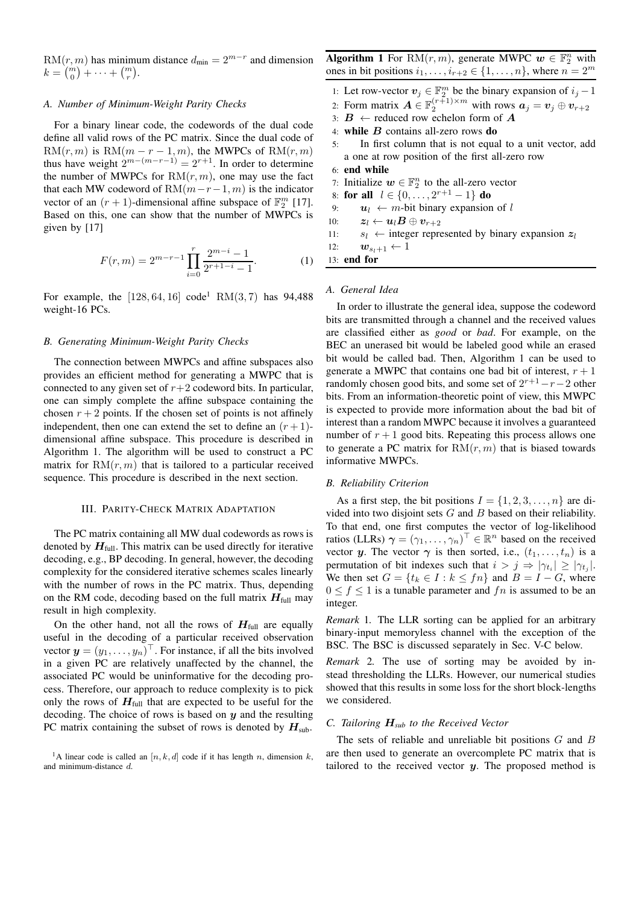$\mathrm{RM}(r,m)$ has minimum distance $d_{\min} = 2^{m-r}$ and dimension $k = \binom{m}{0} + \cdots + \binom{m}{r}$.

### A. Number of Minimum-Weight Parity Checks

For a binary linear code, the codewords of the dual code define all valid rows of the PC matrix. Since the dual code of $\mathrm{RM}(r,m)$ is $\mathrm{RM}(m-r-1,m)$, the MWPCs of $\mathrm{RM}(r,m)$ thus have weight $2^{m-(m-r-1)} = 2^{r+1}$. In order to determine the number of MWPCs for $\mathrm{RM}(r,m)$, one may use the fact that each MW codeword of $\mathrm{RM}(m-r-1,m)$ is the indicator vector of an $(r+1)$-dimensional affine subspace of $\mathbb{F}_2^m$ [17]. Based on this, one can show that the number of MWPCs is given by [17]

$$F(r,m) = 2^{m-r-1} \prod_{i=0}^{r} \frac{2^{m-i}-1}{2^{r+1-i}-1}. \quad (1)$$

For example, the $[128, 64, 16]$ code[1] $\mathrm{RM}(3,7)$ has 94,488 weight-16 PCs.

### B. Generating Minimum-Weight Parity Checks

The connection between MWPCs and affine subspaces also provides an efficient method for generating a MWPC that is connected to any given set of $r+2$ codeword bits. In particular, one can simply complete the affine subspace containing the chosen $r+2$ points. If the chosen set of points is not affinely independent, then one can extend the set to define an $(r+1)$-dimensional affine subspace. This procedure is described in Algorithm 1. The algorithm will be used to construct a PC matrix for $\mathrm{RM}(r,m)$ that is tailored to a particular received sequence. This procedure is described in the next section.

## III. Parity-Check Matrix Adaptation

The PC matrix containing all MW dual codewords as rows is denoted by $\boldsymbol{H}_{\text{full}}$. This matrix can be used directly for iterative decoding, e.g., BP decoding. In general, however, the decoding complexity for the considered iterative schemes scales linearly with the number of rows in the PC matrix. Thus, depending on the RM code, decoding based on the full matrix $\boldsymbol{H}_{\text{full}}$ may result in high complexity.

On the other hand, not all the rows of $\boldsymbol{H}_{\text{full}}$ are equally useful in the decoding of a particular received observation vector $\boldsymbol{y} = (y_1, \ldots, y_n)^\top$. For instance, if all the bits involved in a given PC are relatively unaffected by the channel, the associated PC would be uninformative for the decoding process. Therefore, our approach to reduce complexity is to pick only the rows of $\boldsymbol{H}_{\text{full}}$ that are expected to be useful for the decoding. The choice of rows is based on $\boldsymbol{y}$ and the resulting PC matrix containing the subset of rows is denoted by $\boldsymbol{H}_{\text{sub}}$.

[1] A linear code is called an $[n,k,d]$ code if it has length $n$, dimension $k$, and minimum-distance $d$.

**Algorithm 1** For $\mathrm{RM}(r,m)$, generate MWPC $\boldsymbol{w} \in \mathbb{F}_2^n$ with ones in bit positions $i_1, \ldots, i_{r+2} \in \{1, \ldots, n\}$, where $n = 2^m$

1: Let row-vector $\boldsymbol{v}_j \in \mathbb{F}_2^m$ be the binary expansion of $i_j - 1$
2: Form matrix $\boldsymbol{A} \in \mathbb{F}_2^{(r+1)\times m}$ with rows $\boldsymbol{a}_j = \boldsymbol{v}_j \oplus \boldsymbol{v}_{r+2}$
3: $\boldsymbol{B} \leftarrow$ reduced row echelon form of $\boldsymbol{A}$
4: **while** $\boldsymbol{B}$ contains all-zero rows **do**
5: In first column that is not equal to a unit vector, add a one at row position of the first all-zero row
6: **end while**
7: Initialize $\boldsymbol{w} \in \mathbb{F}_2^n$ to the all-zero vector
8: **for all** $l \in \{0, \ldots, 2^{r+1}-1\}$ **do**
9: $\boldsymbol{u}_l \leftarrow m$-bit binary expansion of $l$
10: $\boldsymbol{z}_l \leftarrow \boldsymbol{u}_l \boldsymbol{B} \oplus \boldsymbol{v}_{r+2}$
11: $s_l \leftarrow$ integer represented by binary expansion $\boldsymbol{z}_l$
12: $\boldsymbol{w}_{s_l+1} \leftarrow 1$
13: **end for**

### A. General Idea

In order to illustrate the general idea, suppose the codeword bits are transmitted through a channel and the received values are classified either as *good* or *bad*. For example, on the BEC an unerased bit would be labeled good while an erased bit would be called bad. Then, Algorithm 1 can be used to generate a MWPC that contains one bad bit of interest, $r+1$ randomly chosen good bits, and some set of $2^{r+1}-r-2$ other bits. From an information-theoretic point of view, this MWPC is expected to provide more information about the bad bit of interest than a random MWPC because it involves a guaranteed number of $r+1$ good bits. Repeating this process allows one to generate a PC matrix for $\mathrm{RM}(r,m)$ that is biased towards informative MWPCs.

### B. Reliability Criterion

As a first step, the bit positions $I = \{1, 2, 3, \ldots, n\}$ are divided into two disjoint sets $G$ and $B$ based on their reliability. To that end, one first computes the vector of log-likelihood ratios (LLRs) $\boldsymbol{\gamma} = (\gamma_1, \ldots, \gamma_n)^\top \in \mathbb{R}^n$ based on the received vector $\boldsymbol{y}$. The vector $\boldsymbol{\gamma}$ is then sorted, i.e., $(t_1, \ldots, t_n)$ is a permutation of bit indexes such that $i > j \Rightarrow |\gamma_{t_i}| \geq |\gamma_{t_j}|$. We then set $G = \{t_k \in I : k \leq fn\}$ and $B = I - G$, where $0 \leq f \leq 1$ is a tunable parameter and $fn$ is assumed to be an integer.

*Remark* 1. The LLR sorting can be applied for an arbitrary binary-input memoryless channel with the exception of the BSC. The BSC is discussed separately in Sec. V-C below.

*Remark* 2. The use of sorting may be avoided by instead thresholding the LLRs. However, our numerical studies showed that this results in some loss for the short block-lengths we considered.

### C. Tailoring $\boldsymbol{H}_{sub}$ to the Received Vector

The sets of reliable and unreliable bit positions $G$ and $B$ are then used to generate an overcomplete PC matrix that is tailored to the received vector $\boldsymbol{y}$. The proposed method is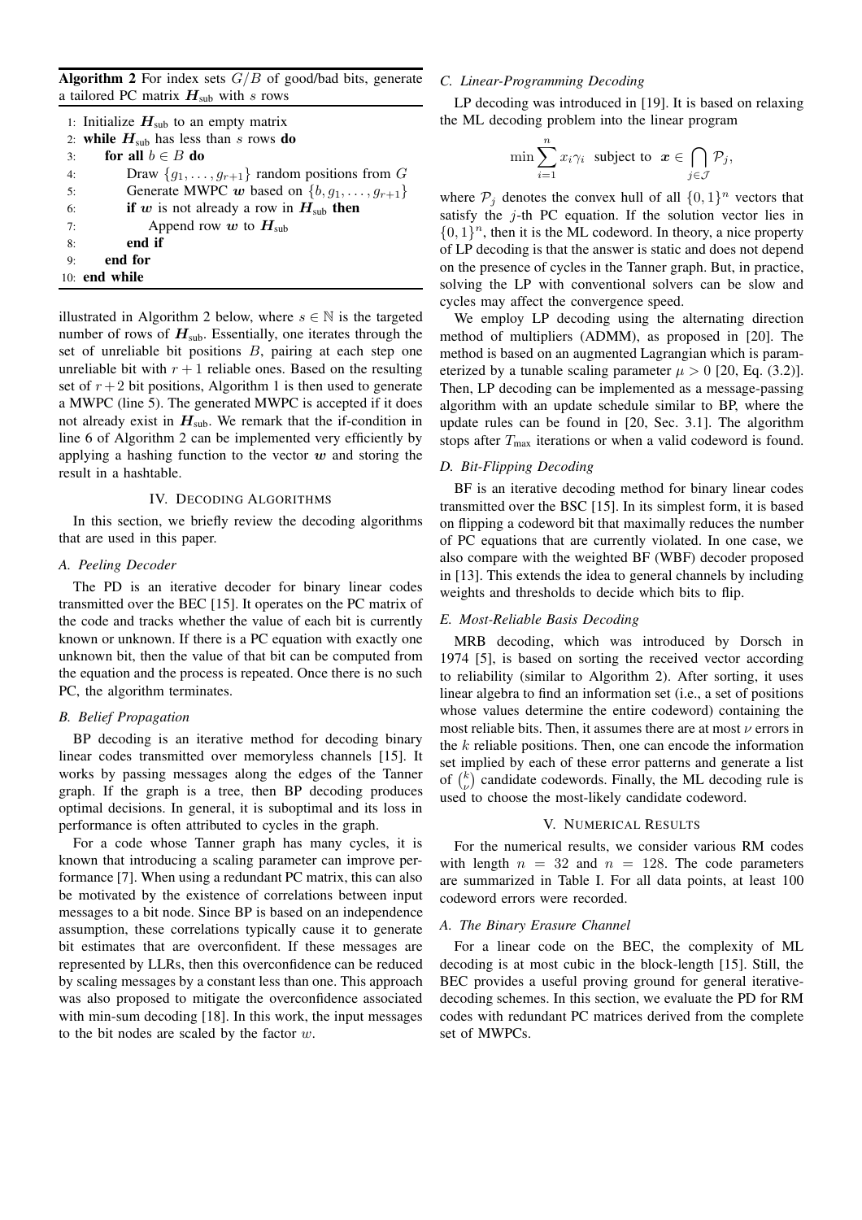**Algorithm 2** For index sets $G/B$ of good/bad bits, generate a tailored PC matrix $\boldsymbol{H}_{\text{sub}}$ with $s$ rows

```
1: Initialize H_sub to an empty matrix
2: while H_sub has less than s rows do
3:     for all b ∈ B do
4:         Draw {g_1, ..., g_{r+1}} random positions from G
5:         Generate MWPC w based on {b, g_1, ..., g_{r+1}}
6:         if w is not already a row in H_sub then
7:             Append row w to H_sub
8:         end if
9:     end for
10: end while
```

illustrated in Algorithm 2 below, where $s \in \mathbb{N}$ is the targeted number of rows of $\boldsymbol{H}_{\text{sub}}$. Essentially, one iterates through the set of unreliable bit positions $B$, pairing at each step one unreliable bit with $r+1$ reliable ones. Based on the resulting set of $r+2$ bit positions, Algorithm 1 is then used to generate a MWPC (line 5). The generated MWPC is accepted if it does not already exist in $\boldsymbol{H}_{\text{sub}}$. We remark that the if-condition in line 6 of Algorithm 2 can be implemented very efficiently by applying a hashing function to the vector $\boldsymbol{w}$ and storing the result in a hashtable.

## IV. Decoding Algorithms

In this section, we briefly review the decoding algorithms that are used in this paper.

### A. Peeling Decoder

The PD is an iterative decoder for binary linear codes transmitted over the BEC [15]. It operates on the PC matrix of the code and tracks whether the value of each bit is currently known or unknown. If there is a PC equation with exactly one unknown bit, then the value of that bit can be computed from the equation and the process is repeated. Once there is no such PC, the algorithm terminates.

### B. Belief Propagation

BP decoding is an iterative method for decoding binary linear codes transmitted over memoryless channels [15]. It works by passing messages along the edges of the Tanner graph. If the graph is a tree, then BP decoding produces optimal decisions. In general, it is suboptimal and its loss in performance is often attributed to cycles in the graph.

For a code whose Tanner graph has many cycles, it is known that introducing a scaling parameter can improve performance [7]. When using a redundant PC matrix, this can also be motivated by the existence of correlations between input messages to a bit node. Since BP is based on an independence assumption, these correlations typically cause it to generate bit estimates that are overconfident. If these messages are represented by LLRs, then this overconfidence can be reduced by scaling messages by a constant less than one. This approach was also proposed to mitigate the overconfidence associated with min-sum decoding [18]. In this work, the input messages to the bit nodes are scaled by the factor $w$.

### C. Linear-Programming Decoding

LP decoding was introduced in [19]. It is based on relaxing the ML decoding problem into the linear program

$$\min \sum_{i=1}^{n} x_i \gamma_i \quad \text{subject to} \quad \boldsymbol{x} \in \bigcap_{j \in \mathcal{J}} \mathcal{P}_j,$$

where $\mathcal{P}_j$ denotes the convex hull of all $\{0,1\}^n$ vectors that satisfy the $j$-th PC equation. If the solution vector lies in $\{0,1\}^n$, then it is the ML codeword. In theory, a nice property of LP decoding is that the answer is static and does not depend on the presence of cycles in the Tanner graph. But, in practice, solving the LP with conventional solvers can be slow and cycles may affect the convergence speed.

We employ LP decoding using the alternating direction method of multipliers (ADMM), as proposed in [20]. The method is based on an augmented Lagrangian which is parameterized by a tunable scaling parameter $\mu > 0$ [20, Eq. (3.2)]. Then, LP decoding can be implemented as a message-passing algorithm with an update schedule similar to BP, where the update rules can be found in [20, Sec. 3.1]. The algorithm stops after $T_{\text{max}}$ iterations or when a valid codeword is found.

### D. Bit-Flipping Decoding

BF is an iterative decoding method for binary linear codes transmitted over the BSC [15]. In its simplest form, it is based on flipping a codeword bit that maximally reduces the number of PC equations that are currently violated. In one case, we also compare with the weighted BF (WBF) decoder proposed in [13]. This extends the idea to general channels by including weights and thresholds to decide which bits to flip.

### E. Most-Reliable Basis Decoding

MRB decoding, which was introduced by Dorsch in 1974 [5], is based on sorting the received vector according to reliability (similar to Algorithm 2). After sorting, it uses linear algebra to find an information set (i.e., a set of positions whose values determine the entire codeword) containing the most reliable bits. Then, it assumes there are at most $\nu$ errors in the $k$ reliable positions. Then, one can encode the information set implied by each of these error patterns and generate a list of $\binom{k}{\nu}$ candidate codewords. Finally, the ML decoding rule is used to choose the most-likely candidate codeword.

## V. Numerical Results

For the numerical results, we consider various RM codes with length $n = 32$ and $n = 128$. The code parameters are summarized in Table I. For all data points, at least 100 codeword errors were recorded.

### A. The Binary Erasure Channel

For a linear code on the BEC, the complexity of ML decoding is at most cubic in the block-length [15]. Still, the BEC provides a useful proving ground for general iterative-decoding schemes. In this section, we evaluate the PD for RM codes with redundant PC matrices derived from the complete set of MWPCs.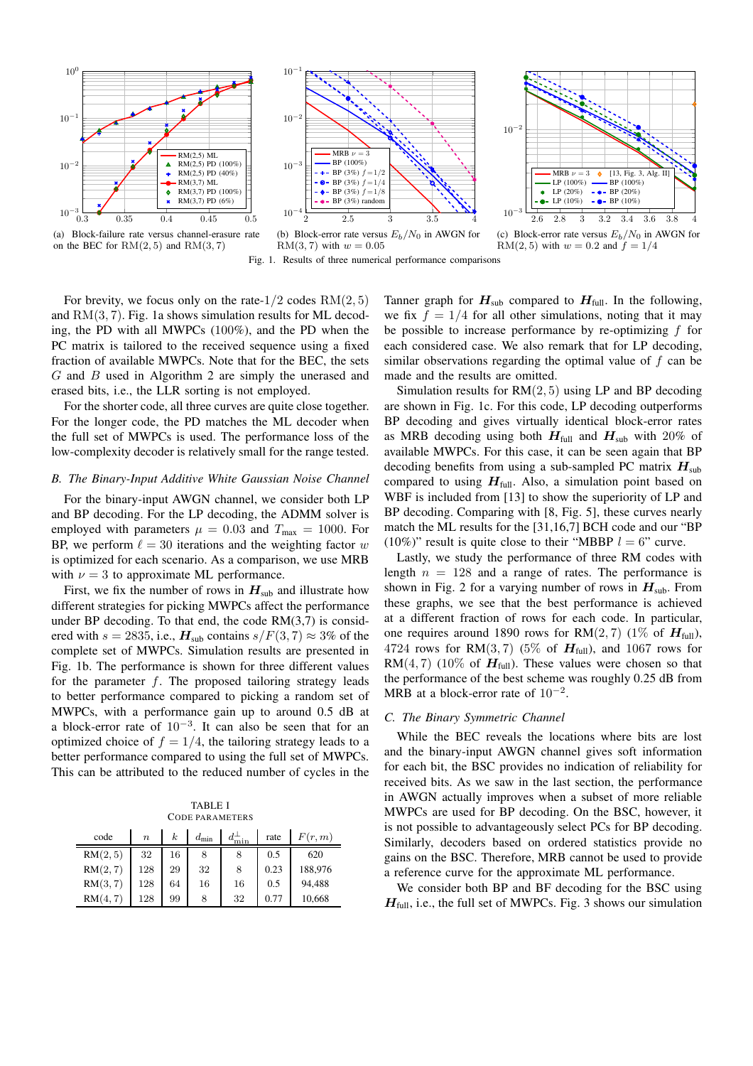(a) Block-failure rate versus channel-erasure rate on the BEC for RM(2, 5) and RM(3, 7)

(b) Block-error rate versus $E_b/N_0$ in AWGN for RM(3, 7) with $w = 0.05$

(c) Block-error rate versus $E_b/N_0$ in AWGN for RM(2, 5) with $w = 0.2$ and $f = 1/4$

Fig. 1. Results of three numerical performance comparisons

For brevity, we focus only on the rate-1/2 codes RM(2, 5) and RM(3, 7). Fig. 1a shows simulation results for ML decoding, the PD with all MWPCs (100%), and the PD when the PC matrix is tailored to the received sequence using a fixed fraction of available MWPCs. Note that for the BEC, the sets $G$ and $B$ used in Algorithm 2 are simply the unerased and erased bits, i.e., the LLR sorting is not employed.

For the shorter code, all three curves are quite close together. For the longer code, the PD matches the ML decoder when the full set of MWPCs is used. The performance loss of the low-complexity decoder is relatively small for the range tested.

### B. The Binary-Input Additive White Gaussian Noise Channel

For the binary-input AWGN channel, we consider both LP and BP decoding. For the LP decoding, the ADMM solver is employed with parameters $\mu = 0.03$ and $T_{\max} = 1000$. For BP, we perform $\ell = 30$ iterations and the weighting factor $w$ is optimized for each scenario. As a comparison, we use MRB with $\nu = 3$ to approximate ML performance.

First, we fix the number of rows in $\boldsymbol{H}_{\text{sub}}$ and illustrate how different strategies for picking MWPCs affect the performance under BP decoding. To that end, the code RM(3,7) is considered with $s = 2835$, i.e., $\boldsymbol{H}_{\text{sub}}$ contains $s/F(3, 7) \approx 3\%$ of the complete set of MWPCs. Simulation results are presented in Fig. 1b. The performance is shown for three different values for the parameter $f$. The proposed tailoring strategy leads to better performance compared to picking a random set of MWPCs, with a performance gain up to around 0.5 dB at a block-error rate of $10^{-3}$. It can also be seen that for an optimized choice of $f = 1/4$, the tailoring strategy leads to a better performance compared to using the full set of MWPCs. This can be attributed to the reduced number of cycles in the Tanner graph for $\boldsymbol{H}_{\text{sub}}$ compared to $\boldsymbol{H}_{\text{full}}$. In the following, we fix $f = 1/4$ for all other simulations, noting that it may be possible to increase performance by re-optimizing $f$ for each considered case. We also remark that for LP decoding, similar observations regarding the optimal value of $f$ can be made and the results are omitted.

Simulation results for RM(2, 5) using LP and BP decoding are shown in Fig. 1c. For this code, LP decoding outperforms BP decoding and gives virtually identical block-error rates as MRB decoding using both $\boldsymbol{H}_{\text{full}}$ and $\boldsymbol{H}_{\text{sub}}$ with 20% of available MWPCs. For this case, it can be seen again that BP decoding benefits from using a sub-sampled PC matrix $\boldsymbol{H}_{\text{sub}}$ compared to using $\boldsymbol{H}_{\text{full}}$. Also, a simulation point based on WBF is included from [13] to show the superiority of LP and BP decoding. Comparing with [8, Fig. 5], these curves nearly match the ML results for the [31,16,7] BCH code and our "BP (10%)" result is quite close to their "MBBP $l = 6$" curve.

Lastly, we study the performance of three RM codes with length $n = 128$ and a range of rates. The performance is shown in Fig. 2 for a varying number of rows in $\boldsymbol{H}_{\text{sub}}$. From these graphs, we see that the best performance is achieved at a different fraction of rows for each code. In particular, one requires around 1890 rows for RM(2, 7) (1% of $\boldsymbol{H}_{\text{full}}$), 4724 rows for RM(3, 7) (5% of $\boldsymbol{H}_{\text{full}}$), and 1067 rows for RM(4, 7) (10% of $\boldsymbol{H}_{\text{full}}$). These values were chosen so that the performance of the best scheme was roughly 0.25 dB from MRB at a block-error rate of $10^{-2}$.

TABLE I
CODE PARAMETERS

| code | $n$ | $k$ | $d_{\min}$ | $d_{\min}^{\perp}$ | rate | $F(r, m)$ |
|---|---|---|---|---|---|---|
| RM(2, 5) | 32 | 16 | 8 | 8 | 0.5 | 620 |
| RM(2, 7) | 128 | 29 | 32 | 8 | 0.23 | 188,976 |
| RM(3, 7) | 128 | 64 | 16 | 16 | 0.5 | 94,488 |
| RM(4, 7) | 128 | 99 | 8 | 32 | 0.77 | 10,668 |

### C. The Binary Symmetric Channel

While the BEC reveals the locations where bits are lost and the binary-input AWGN channel gives soft information for each bit, the BSC provides no indication of reliability for received bits. As we saw in the last section, the performance in AWGN actually improves when a subset of more reliable MWPCs are used for BP decoding. On the BSC, however, it is not possible to advantageously select PCs for BP decoding. Similarly, decoders based on ordered statistics provide no gains on the BSC. Therefore, MRB cannot be used to provide a reference curve for the approximate ML performance.

We consider both BP and BF decoding for the BSC using $\boldsymbol{H}_{\text{full}}$, i.e., the full set of MWPCs. Fig. 3 shows our simulation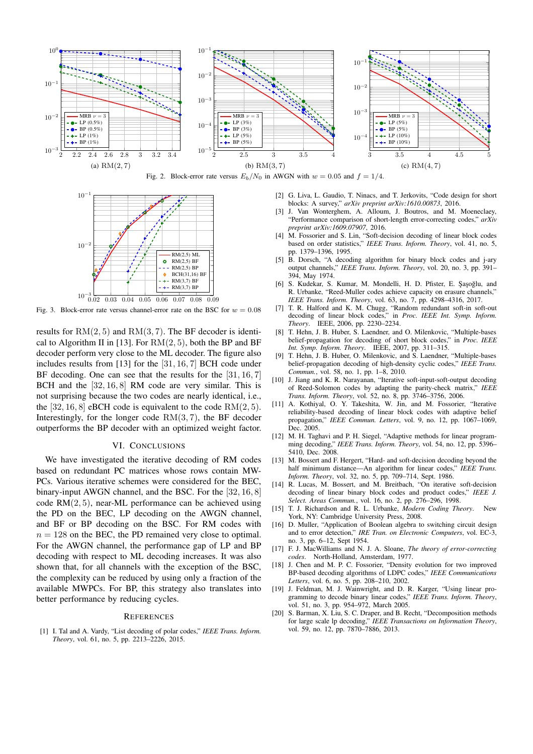$10^0$
$10^{-1}$
$10^{-2}$
$10^{-3}$
2 2.2 2.4 2.6 2.8 3 3.2 3.4
MRB $\nu = 3$
LP (0.5%)
BP (0.5%)
LP (1%)
BP (1%)
(a) RM(2, 7)

$10^{-1}$
$10^{-2}$
$10^{-3}$
$10^{-4}$
$10^{-5}$
2 2.5 3 3.5 4
MRB $\nu = 3$
LP (3%)
BP (3%)
LP (5%)
BP (5%)
(b) RM(3, 7)

$10^{-1}$
$10^{-2}$
$10^{-3}$
$10^{-4}$
3 3.5 4 4.5 5
MRB $\nu = 3$
LP (5%)
BP (5%)
LP (10%)
BP (10%)
(c) RM(4, 7)

Fig. 2. Block-error rate versus $E_b/N_0$ in AWGN with $w = 0.05$ and $f = 1/4$.

$10^{-1}$
$10^{-2}$
$10^{-3}$
0.02 0.03 0.04 0.05 0.06 0.07 0.08 0.09
RM(2,5) ML
RM(2,5) BF
RM(2,5) BP
BCH(31,16) BF
RM(3,7) BF
RM(3,7) BP

Fig. 3. Block-error rate versus channel-error rate on the BSC for $w = 0.08$

results for $\text{RM}(2, 5)$ and $\text{RM}(3, 7)$. The BF decoder is identical to Algorithm II in [13]. For $\text{RM}(2, 5)$, both the BP and BF decoder perform very close to the ML decoder. The figure also includes results from [13] for the $[31, 16, 7]$ BCH code under BF decoding. One can see that the results for the $[31, 16, 7]$ BCH and the $[32, 16, 8]$ RM code are very similar. This is not surprising because the two codes are nearly identical, i.e., the $[32, 16, 8]$ eBCH code is equivalent to the code $\text{RM}(2, 5)$. Interestingly, for the longer code $\text{RM}(3, 7)$, the BF decoder outperforms the BP decoder with an optimized weight factor.

## VI. Conclusions

We have investigated the iterative decoding of RM codes based on redundant PC matrices whose rows contain MWPCs. Various iterative schemes were considered for the BEC, binary-input AWGN channel, and the BSC. For the $[32, 16, 8]$ code $\text{RM}(2, 5)$, near-ML performance can be achieved using the PD on the BEC, LP decoding on the AWGN channel, and BF or BP decoding on the BSC. For RM codes with $n = 128$ on the BEC, the PD remained very close to optimal. For the AWGN channel, the performance gap of LP and BP decoding with respect to ML decoding increases. It was also shown that, for all channels with the exception of the BSC, the complexity can be reduced by using only a fraction of the available MWPCs. For BP, this strategy also translates into better performance by reducing cycles.

## References

[1] I. Tal and A. Vardy, "List decoding of polar codes," *IEEE Trans. Inform. Theory*, vol. 61, no. 5, pp. 2213–2226, 2015.

[2] G. Liva, L. Gaudio, T. Ninacs, and T. Jerkovits, "Code design for short blocks: A survey," *arXiv preprint arXiv:1610.00873*, 2016.

[3] J. Van Wonterghem, A. Alloum, J. Boutros, and M. Moeneclaey, "Performance comparison of short-length error-correcting codes," *arXiv preprint arXiv:1609.07907*, 2016.

[4] M. Fossorier and S. Lin, "Soft-decision decoding of linear block codes based on order statistics," *IEEE Trans. Inform. Theory*, vol. 41, no. 5, pp. 1379–1396, 1995.

[5] B. Dorsch, "A decoding algorithm for binary block codes and j-ary output channels," *IEEE Trans. Inform. Theory*, vol. 20, no. 3, pp. 391–394, May 1974.

[6] S. Kudekar, S. Kumar, M. Mondelli, H. D. Pfister, E. Şaşoğlu, and R. Urbanke, "Reed-Muller codes achieve capacity on erasure channels," *IEEE Trans. Inform. Theory*, vol. 63, no. 7, pp. 4298–4316, 2017.

[7] T. R. Halford and K. M. Chugg, "Random redundant soft-in soft-out decoding of linear block codes," in *Proc. IEEE Int. Symp. Inform. Theory*. IEEE, 2006, pp. 2230–2234.

[8] T. Hehn, J. B. Huber, S. Laendner, and O. Milenkovic, "Multiple-bases belief-propagation for decoding of short block codes," in *Proc. IEEE Int. Symp. Inform. Theory*. IEEE, 2007, pp. 311–315.

[9] T. Hehn, J. B. Huber, O. Milenkovic, and S. Laendner, "Multiple-bases belief-propagation decoding of high-density cyclic codes," *IEEE Trans. Commun.*, vol. 58, no. 1, pp. 1–8, 2010.

[10] J. Jiang and K. R. Narayanan, "Iterative soft-input-soft-output decoding of Reed-Solomon codes by adapting the parity-check matrix," *IEEE Trans. Inform. Theory*, vol. 52, no. 8, pp. 3746–3756, 2006.

[11] A. Kothiyal, O. Y. Takeshita, W. Jin, and M. Fossorier, "Iterative reliability-based decoding of linear block codes with adaptive belief propagation," *IEEE Commun. Letters*, vol. 9, no. 12, pp. 1067–1069, Dec. 2005.

[12] M. H. Taghavi and P. H. Siegel, "Adaptive methods for linear programming decoding," *IEEE Trans. Inform. Theory*, vol. 54, no. 12, pp. 5396–5410, Dec. 2008.

[13] M. Bossert and F. Hergert, "Hard- and soft-decision decoding beyond the half minimum distance—An algorithm for linear codes," *IEEE Trans. Inform. Theory*, vol. 32, no. 5, pp. 709–714, Sept. 1986.

[14] R. Lucas, M. Bossert, and M. Breitbach, "On iterative soft-decision decoding of linear binary block codes and product codes," *IEEE J. Select. Areas Commun.*, vol. 16, no. 2, pp. 276–296, 1998.

[15] T. J. Richardson and R. L. Urbanke, *Modern Coding Theory*. New York, NY: Cambridge University Press, 2008.

[16] D. Muller, "Application of Boolean algebra to switching circuit design and to error detection," *IRE Tran. on Electronic Computers*, vol. EC-3, no. 3, pp. 6–12, Sept 1954.

[17] F. J. MacWilliams and N. J. A. Sloane, *The theory of error-correcting codes*. North-Holland, Amsterdam, 1977.

[18] J. Chen and M. P. C. Fossorier, "Density evolution for two improved BP-based decoding algorithms of LDPC codes," *IEEE Communications Letters*, vol. 6, no. 5, pp. 208–210, 2002.

[19] J. Feldman, M. J. Wainwright, and D. R. Karger, "Using linear programming to decode binary linear codes," *IEEE Trans. Inform. Theory*, vol. 51, no. 3, pp. 954–972, March 2005.

[20] S. Barman, X. Liu, S. C. Draper, and B. Recht, "Decomposition methods for large scale lp decoding," *IEEE Transactions on Information Theory*, vol. 59, no. 12, pp. 7870–7886, 2013.